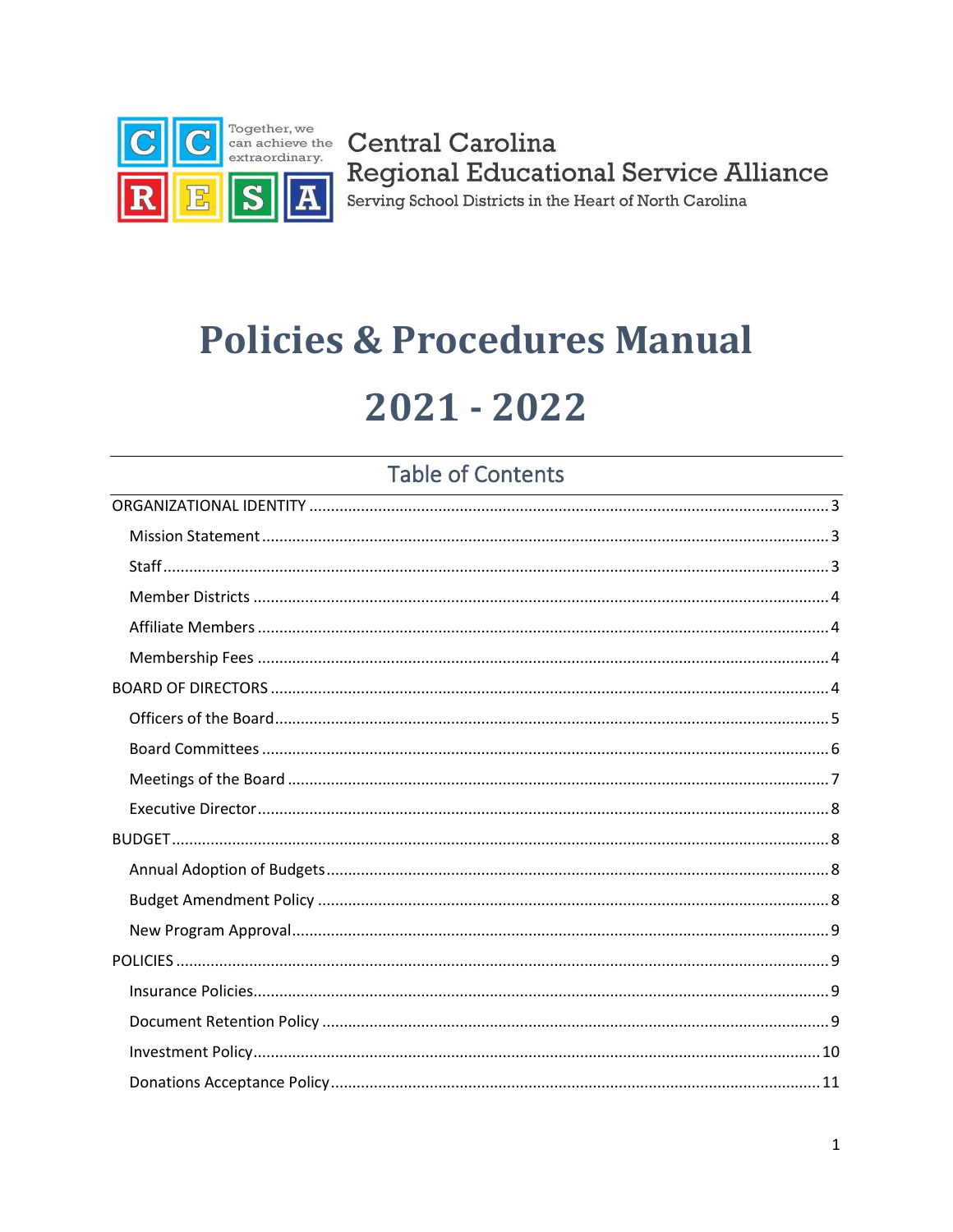Together, we can achieve the extraordinary.

Central Carolina Regional Educational Service Alliance

Serving School Districts in the Heart of North Carolina

# Policies & Procedures Manual

# 2021 - 2022

## Table of Contents

- ORGANIZATIONAL IDENTITY ..... 3
  - Mission Statement ..... 3
  - Staff ..... 3
  - Member Districts ..... 4
  - Affiliate Members ..... 4
  - Membership Fees ..... 4
- BOARD OF DIRECTORS ..... 4
  - Officers of the Board ..... 5
  - Board Committees ..... 6
  - Meetings of the Board ..... 7
  - Executive Director ..... 8
- BUDGET ..... 8
  - Annual Adoption of Budgets ..... 8
  - Budget Amendment Policy ..... 8
  - New Program Approval ..... 9
- POLICIES ..... 9
  - Insurance Policies ..... 9
  - Document Retention Policy ..... 9
  - Investment Policy ..... 10
  - Donations Acceptance Policy ..... 11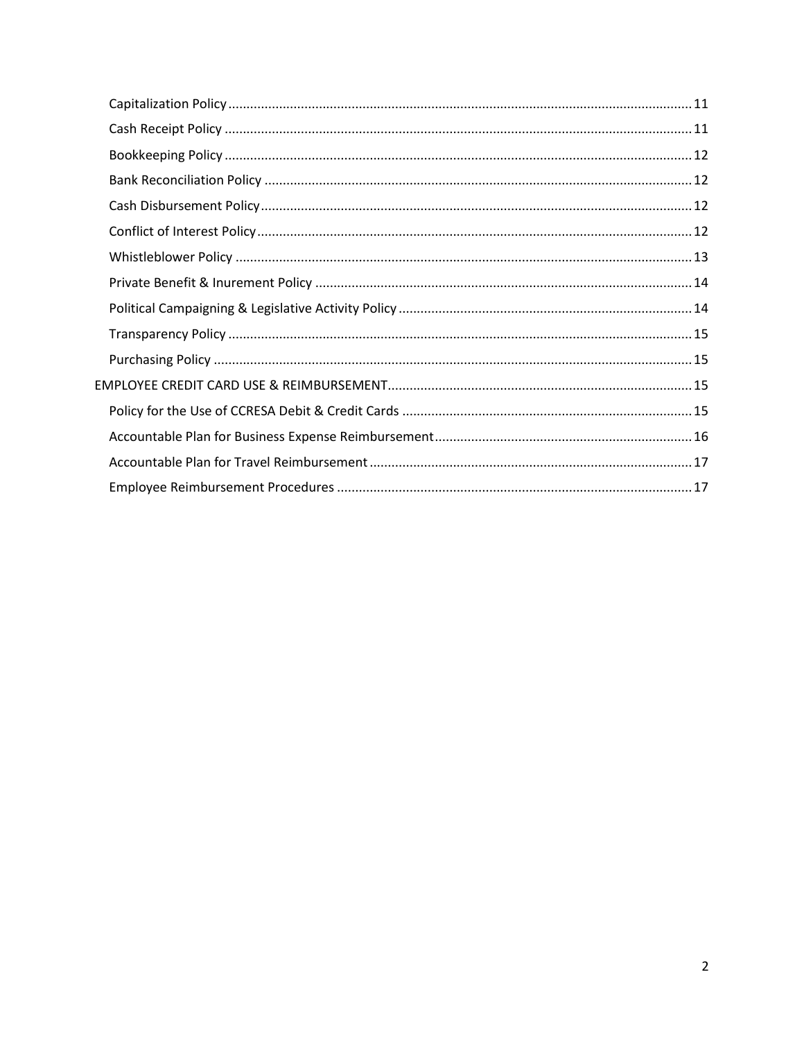- Capitalization Policy ........ 11
- Cash Receipt Policy ........ 11
- Bookkeeping Policy ........ 12
- Bank Reconciliation Policy ........ 12
- Cash Disbursement Policy ........ 12
- Conflict of Interest Policy ........ 12
- Whistleblower Policy ........ 13
- Private Benefit & Inurement Policy ........ 14
- Political Campaigning & Legislative Activity Policy ........ 14
- Transparency Policy ........ 15
- Purchasing Policy ........ 15

EMPLOYEE CREDIT CARD USE & REIMBURSEMENT ........ 15

- Policy for the Use of CCRESA Debit & Credit Cards ........ 15
- Accountable Plan for Business Expense Reimbursement ........ 16
- Accountable Plan for Travel Reimbursement ........ 17
- Employee Reimbursement Procedures ........ 17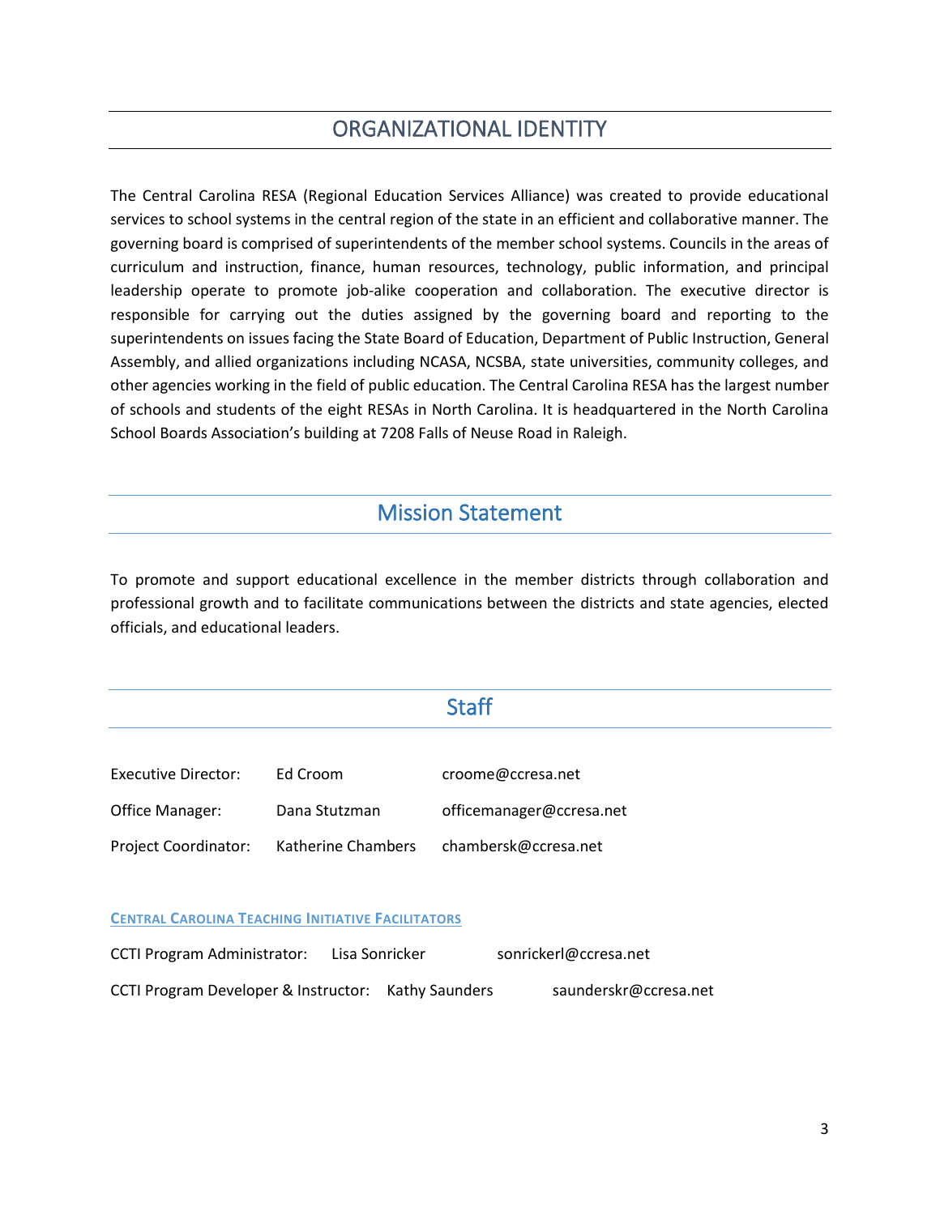# ORGANIZATIONAL IDENTITY

The Central Carolina RESA (Regional Education Services Alliance) was created to provide educational services to school systems in the central region of the state in an efficient and collaborative manner. The governing board is comprised of superintendents of the member school systems. Councils in the areas of curriculum and instruction, finance, human resources, technology, public information, and principal leadership operate to promote job-alike cooperation and collaboration. The executive director is responsible for carrying out the duties assigned by the governing board and reporting to the superintendents on issues facing the State Board of Education, Department of Public Instruction, General Assembly, and allied organizations including NCASA, NCSBA, state universities, community colleges, and other agencies working in the field of public education. The Central Carolina RESA has the largest number of schools and students of the eight RESAs in North Carolina. It is headquartered in the North Carolina School Boards Association's building at 7208 Falls of Neuse Road in Raleigh.

## Mission Statement

To promote and support educational excellence in the member districts through collaboration and professional growth and to facilitate communications between the districts and state agencies, elected officials, and educational leaders.

## Staff

| | | |
|---|---|---|
| Executive Director: | Ed Croom | croome@ccresa.net |
| Office Manager: | Dana Stutzman | officemanager@ccresa.net |
| Project Coordinator: | Katherine Chambers | chambersk@ccresa.net |

### Central Carolina Teaching Initiative Facilitators

| | | |
|---|---|---|
| CCTI Program Administrator: | Lisa Sonricker | sonrickerl@ccresa.net |
| CCTI Program Developer & Instructor: | Kathy Saunders | saunderskr@ccresa.net |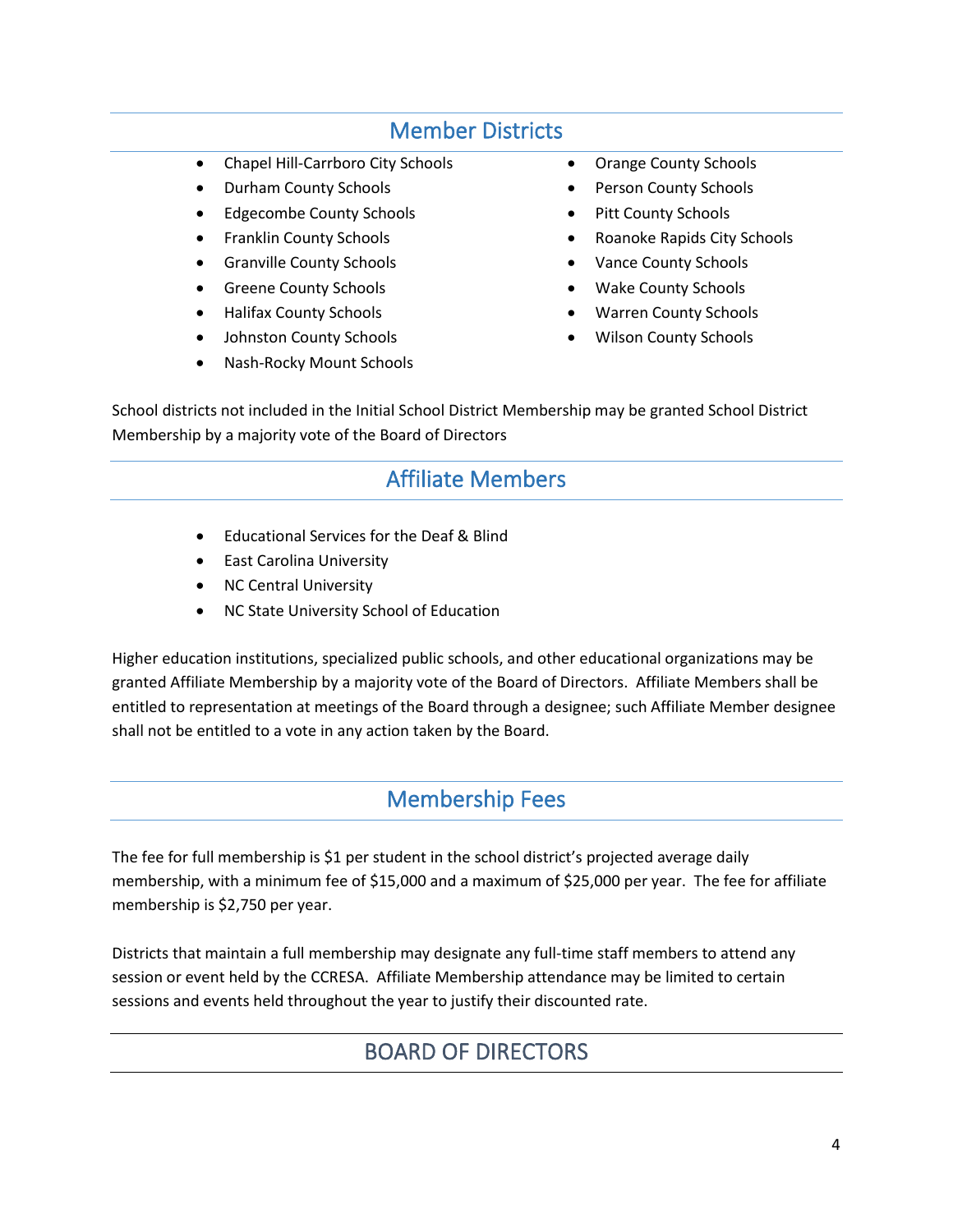## Member Districts

- Chapel Hill-Carrboro City Schools
- Durham County Schools
- Edgecombe County Schools
- Franklin County Schools
- Granville County Schools
- Greene County Schools
- Halifax County Schools
- Johnston County Schools
- Nash-Rocky Mount Schools
- Orange County Schools
- Person County Schools
- Pitt County Schools
- Roanoke Rapids City Schools
- Vance County Schools
- Wake County Schools
- Warren County Schools
- Wilson County Schools

School districts not included in the Initial School District Membership may be granted School District Membership by a majority vote of the Board of Directors

## Affiliate Members

- Educational Services for the Deaf & Blind
- East Carolina University
- NC Central University
- NC State University School of Education

Higher education institutions, specialized public schools, and other educational organizations may be granted Affiliate Membership by a majority vote of the Board of Directors. Affiliate Members shall be entitled to representation at meetings of the Board through a designee; such Affiliate Member designee shall not be entitled to a vote in any action taken by the Board.

## Membership Fees

The fee for full membership is $1 per student in the school district's projected average daily membership, with a minimum fee of $15,000 and a maximum of $25,000 per year. The fee for affiliate membership is $2,750 per year.

Districts that maintain a full membership may designate any full-time staff members to attend any session or event held by the CCRESA. Affiliate Membership attendance may be limited to certain sessions and events held throughout the year to justify their discounted rate.

## BOARD OF DIRECTORS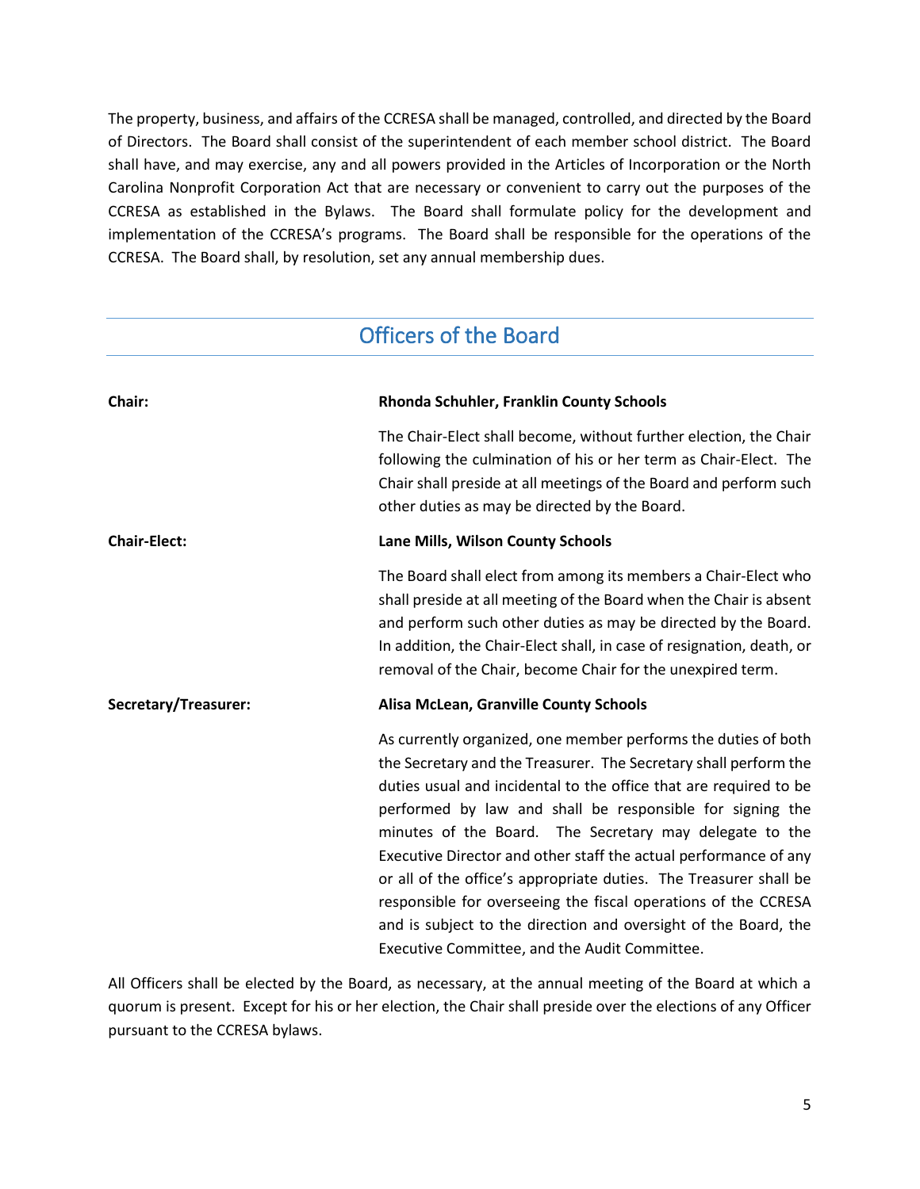The property, business, and affairs of the CCRESA shall be managed, controlled, and directed by the Board of Directors. The Board shall consist of the superintendent of each member school district. The Board shall have, and may exercise, any and all powers provided in the Articles of Incorporation or the North Carolina Nonprofit Corporation Act that are necessary or convenient to carry out the purposes of the CCRESA as established in the Bylaws. The Board shall formulate policy for the development and implementation of the CCRESA's programs. The Board shall be responsible for the operations of the CCRESA. The Board shall, by resolution, set any annual membership dues.

## Officers of the Board

**Chair:** **Rhonda Schuhler, Franklin County Schools**

The Chair-Elect shall become, without further election, the Chair following the culmination of his or her term as Chair-Elect. The Chair shall preside at all meetings of the Board and perform such other duties as may be directed by the Board.

**Chair-Elect:** **Lane Mills, Wilson County Schools**

The Board shall elect from among its members a Chair-Elect who shall preside at all meeting of the Board when the Chair is absent and perform such other duties as may be directed by the Board. In addition, the Chair-Elect shall, in case of resignation, death, or removal of the Chair, become Chair for the unexpired term.

**Secretary/Treasurer:** **Alisa McLean, Granville County Schools**

As currently organized, one member performs the duties of both the Secretary and the Treasurer. The Secretary shall perform the duties usual and incidental to the office that are required to be performed by law and shall be responsible for signing the minutes of the Board. The Secretary may delegate to the Executive Director and other staff the actual performance of any or all of the office's appropriate duties. The Treasurer shall be responsible for overseeing the fiscal operations of the CCRESA and is subject to the direction and oversight of the Board, the Executive Committee, and the Audit Committee.

All Officers shall be elected by the Board, as necessary, at the annual meeting of the Board at which a quorum is present. Except for his or her election, the Chair shall preside over the elections of any Officer pursuant to the CCRESA bylaws.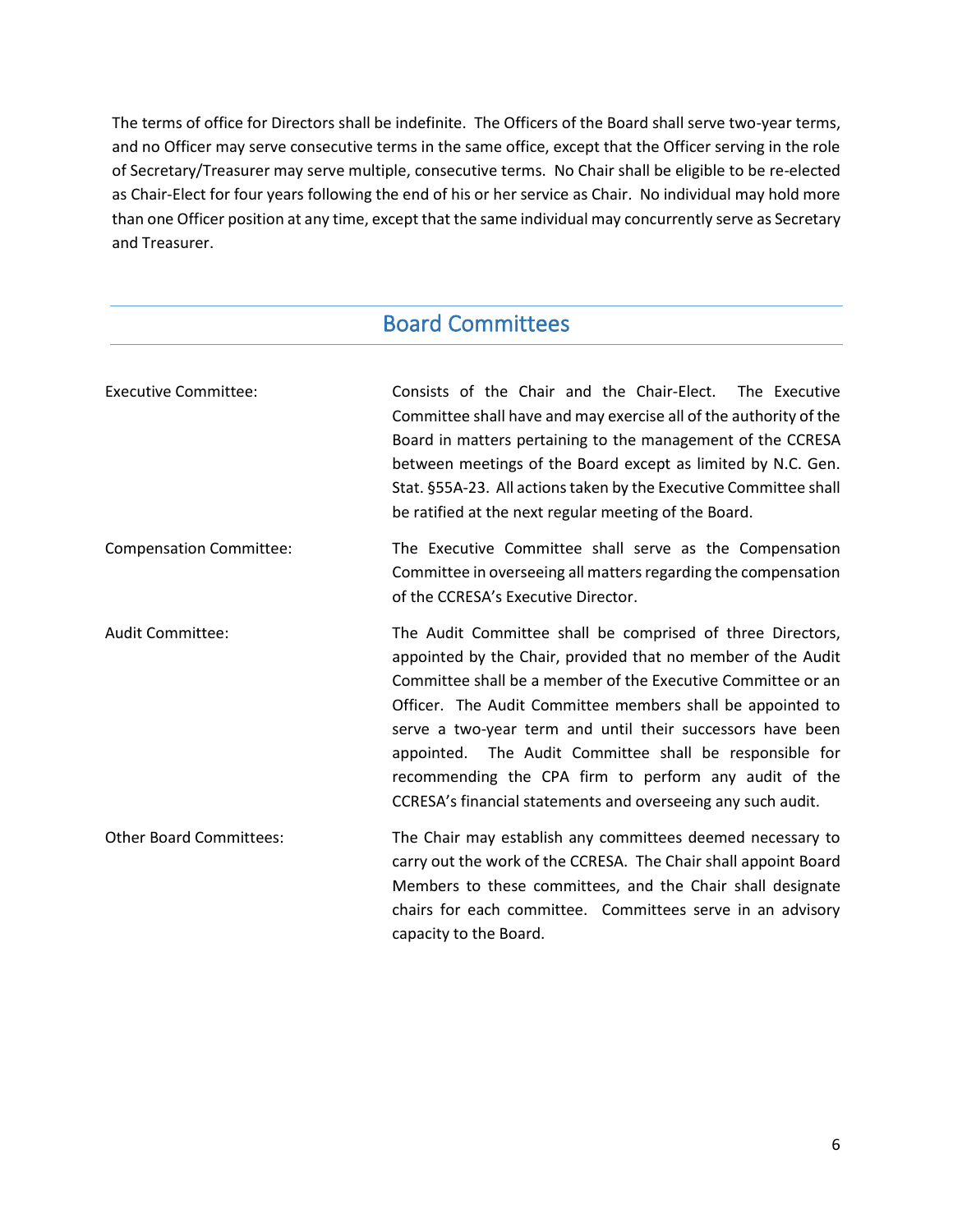The terms of office for Directors shall be indefinite. The Officers of the Board shall serve two-year terms, and no Officer may serve consecutive terms in the same office, except that the Officer serving in the role of Secretary/Treasurer may serve multiple, consecutive terms. No Chair shall be eligible to be re-elected as Chair-Elect for four years following the end of his or her service as Chair. No individual may hold more than one Officer position at any time, except that the same individual may concurrently serve as Secretary and Treasurer.

## Board Committees

| | |
|---|---|
| Executive Committee: | Consists of the Chair and the Chair-Elect. The Executive Committee shall have and may exercise all of the authority of the Board in matters pertaining to the management of the CCRESA between meetings of the Board except as limited by N.C. Gen. Stat. §55A-23. All actions taken by the Executive Committee shall be ratified at the next regular meeting of the Board. |
| Compensation Committee: | The Executive Committee shall serve as the Compensation Committee in overseeing all matters regarding the compensation of the CCRESA's Executive Director. |
| Audit Committee: | The Audit Committee shall be comprised of three Directors, appointed by the Chair, provided that no member of the Audit Committee shall be a member of the Executive Committee or an Officer. The Audit Committee members shall be appointed to serve a two-year term and until their successors have been appointed. The Audit Committee shall be responsible for recommending the CPA firm to perform any audit of the CCRESA's financial statements and overseeing any such audit. |
| Other Board Committees: | The Chair may establish any committees deemed necessary to carry out the work of the CCRESA. The Chair shall appoint Board Members to these committees, and the Chair shall designate chairs for each committee. Committees serve in an advisory capacity to the Board. |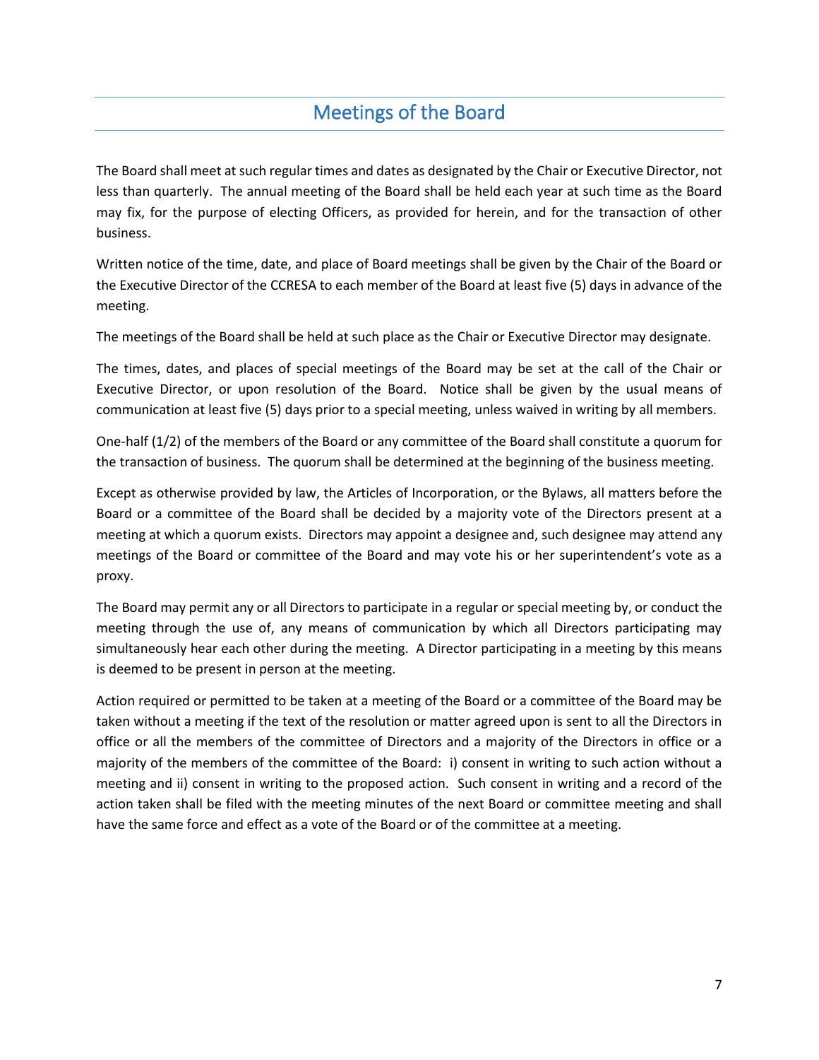# Meetings of the Board

The Board shall meet at such regular times and dates as designated by the Chair or Executive Director, not less than quarterly. The annual meeting of the Board shall be held each year at such time as the Board may fix, for the purpose of electing Officers, as provided for herein, and for the transaction of other business.

Written notice of the time, date, and place of Board meetings shall be given by the Chair of the Board or the Executive Director of the CCRESA to each member of the Board at least five (5) days in advance of the meeting.

The meetings of the Board shall be held at such place as the Chair or Executive Director may designate.

The times, dates, and places of special meetings of the Board may be set at the call of the Chair or Executive Director, or upon resolution of the Board. Notice shall be given by the usual means of communication at least five (5) days prior to a special meeting, unless waived in writing by all members.

One-half (1/2) of the members of the Board or any committee of the Board shall constitute a quorum for the transaction of business. The quorum shall be determined at the beginning of the business meeting.

Except as otherwise provided by law, the Articles of Incorporation, or the Bylaws, all matters before the Board or a committee of the Board shall be decided by a majority vote of the Directors present at a meeting at which a quorum exists. Directors may appoint a designee and, such designee may attend any meetings of the Board or committee of the Board and may vote his or her superintendent's vote as a proxy.

The Board may permit any or all Directors to participate in a regular or special meeting by, or conduct the meeting through the use of, any means of communication by which all Directors participating may simultaneously hear each other during the meeting. A Director participating in a meeting by this means is deemed to be present in person at the meeting.

Action required or permitted to be taken at a meeting of the Board or a committee of the Board may be taken without a meeting if the text of the resolution or matter agreed upon is sent to all the Directors in office or all the members of the committee of Directors and a majority of the Directors in office or a majority of the members of the committee of the Board: i) consent in writing to such action without a meeting and ii) consent in writing to the proposed action. Such consent in writing and a record of the action taken shall be filed with the meeting minutes of the next Board or committee meeting and shall have the same force and effect as a vote of the Board or of the committee at a meeting.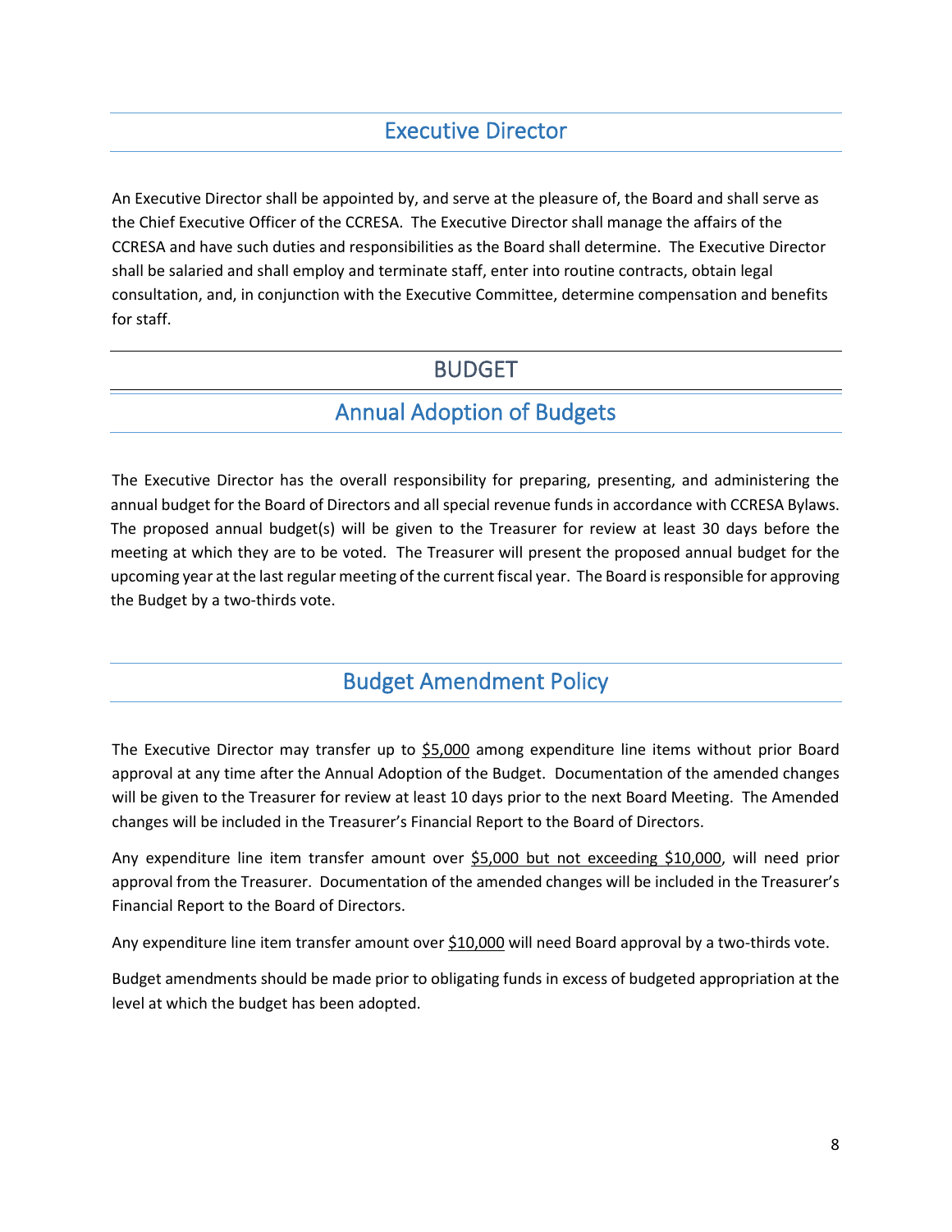## Executive Director

An Executive Director shall be appointed by, and serve at the pleasure of, the Board and shall serve as the Chief Executive Officer of the CCRESA. The Executive Director shall manage the affairs of the CCRESA and have such duties and responsibilities as the Board shall determine. The Executive Director shall be salaried and shall employ and terminate staff, enter into routine contracts, obtain legal consultation, and, in conjunction with the Executive Committee, determine compensation and benefits for staff.

# BUDGET

## Annual Adoption of Budgets

The Executive Director has the overall responsibility for preparing, presenting, and administering the annual budget for the Board of Directors and all special revenue funds in accordance with CCRESA Bylaws. The proposed annual budget(s) will be given to the Treasurer for review at least 30 days before the meeting at which they are to be voted. The Treasurer will present the proposed annual budget for the upcoming year at the last regular meeting of the current fiscal year. The Board is responsible for approving the Budget by a two-thirds vote.

## Budget Amendment Policy

The Executive Director may transfer up to <u>$5,000</u> among expenditure line items without prior Board approval at any time after the Annual Adoption of the Budget. Documentation of the amended changes will be given to the Treasurer for review at least 10 days prior to the next Board Meeting. The Amended changes will be included in the Treasurer's Financial Report to the Board of Directors.

Any expenditure line item transfer amount over <u>$5,000 but not exceeding $10,000</u>, will need prior approval from the Treasurer. Documentation of the amended changes will be included in the Treasurer's Financial Report to the Board of Directors.

Any expenditure line item transfer amount over <u>$10,000</u> will need Board approval by a two-thirds vote.

Budget amendments should be made prior to obligating funds in excess of budgeted appropriation at the level at which the budget has been adopted.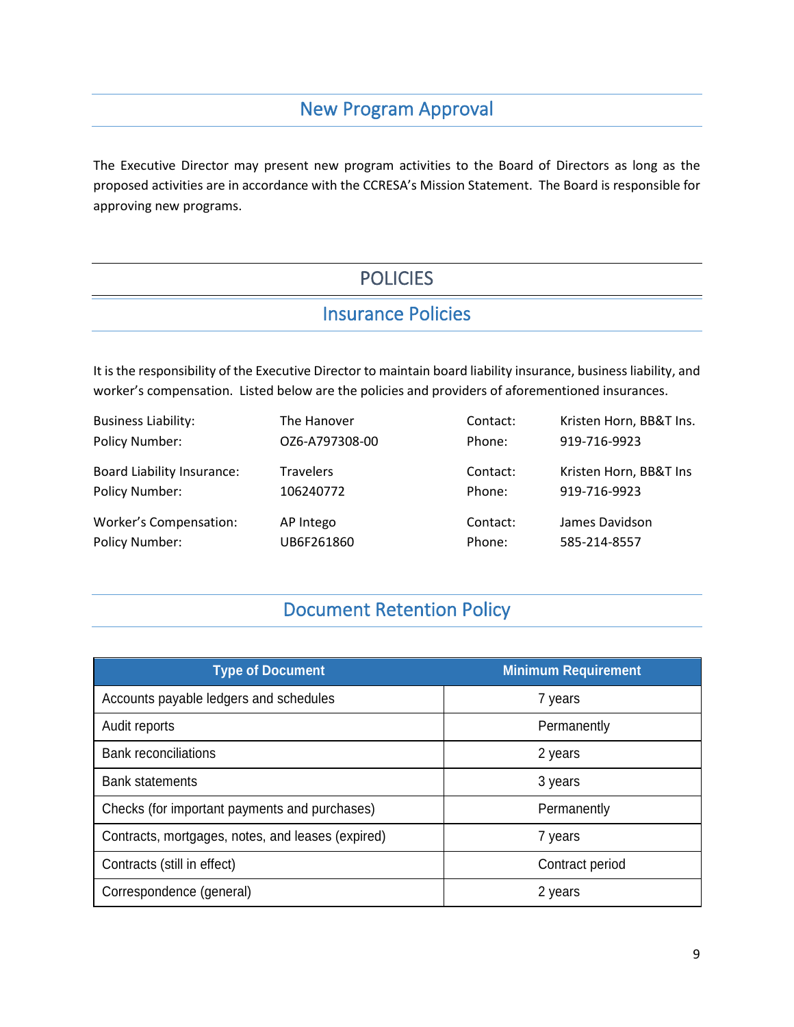## New Program Approval

The Executive Director may present new program activities to the Board of Directors as long as the proposed activities are in accordance with the CCRESA's Mission Statement. The Board is responsible for approving new programs.

# POLICIES

## Insurance Policies

It is the responsibility of the Executive Director to maintain board liability insurance, business liability, and worker's compensation. Listed below are the policies and providers of aforementioned insurances.

Business Liability: The Hanover — Contact: Kristen Horn, BB&T Ins.
Policy Number: OZ6-A797308-00 — Phone: 919-716-9923

Board Liability Insurance: Travelers — Contact: Kristen Horn, BB&T Ins
Policy Number: 106240772 — Phone: 919-716-9923

Worker's Compensation: AP Intego — Contact: James Davidson
Policy Number: UB6F261860 — Phone: 585-214-8557

## Document Retention Policy

| Type of Document | Minimum Requirement |
|---|---|
| Accounts payable ledgers and schedules | 7 years |
| Audit reports | Permanently |
| Bank reconciliations | 2 years |
| Bank statements | 3 years |
| Checks (for important payments and purchases) | Permanently |
| Contracts, mortgages, notes, and leases (expired) | 7 years |
| Contracts (still in effect) | Contract period |
| Correspondence (general) | 2 years |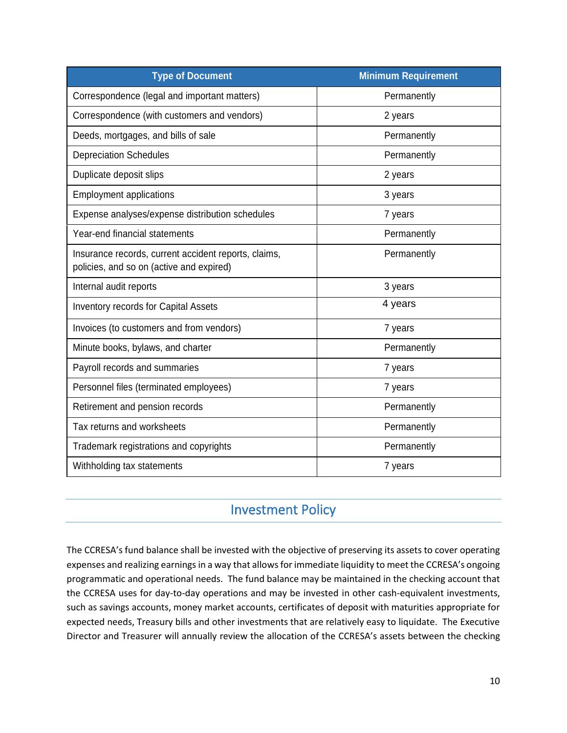| Type of Document | Minimum Requirement |
|---|---|
| Correspondence (legal and important matters) | Permanently |
| Correspondence (with customers and vendors) | 2 years |
| Deeds, mortgages, and bills of sale | Permanently |
| Depreciation Schedules | Permanently |
| Duplicate deposit slips | 2 years |
| Employment applications | 3 years |
| Expense analyses/expense distribution schedules | 7 years |
| Year-end financial statements | Permanently |
| Insurance records, current accident reports, claims, policies, and so on (active and expired) | Permanently |
| Internal audit reports | 3 years |
| Inventory records for Capital Assets | 4 years |
| Invoices (to customers and from vendors) | 7 years |
| Minute books, bylaws, and charter | Permanently |
| Payroll records and summaries | 7 years |
| Personnel files (terminated employees) | 7 years |
| Retirement and pension records | Permanently |
| Tax returns and worksheets | Permanently |
| Trademark registrations and copyrights | Permanently |
| Withholding tax statements | 7 years |

## Investment Policy

The CCRESA's fund balance shall be invested with the objective of preserving its assets to cover operating expenses and realizing earnings in a way that allows for immediate liquidity to meet the CCRESA's ongoing programmatic and operational needs. The fund balance may be maintained in the checking account that the CCRESA uses for day-to-day operations and may be invested in other cash-equivalent investments, such as savings accounts, money market accounts, certificates of deposit with maturities appropriate for expected needs, Treasury bills and other investments that are relatively easy to liquidate. The Executive Director and Treasurer will annually review the allocation of the CCRESA's assets between the checking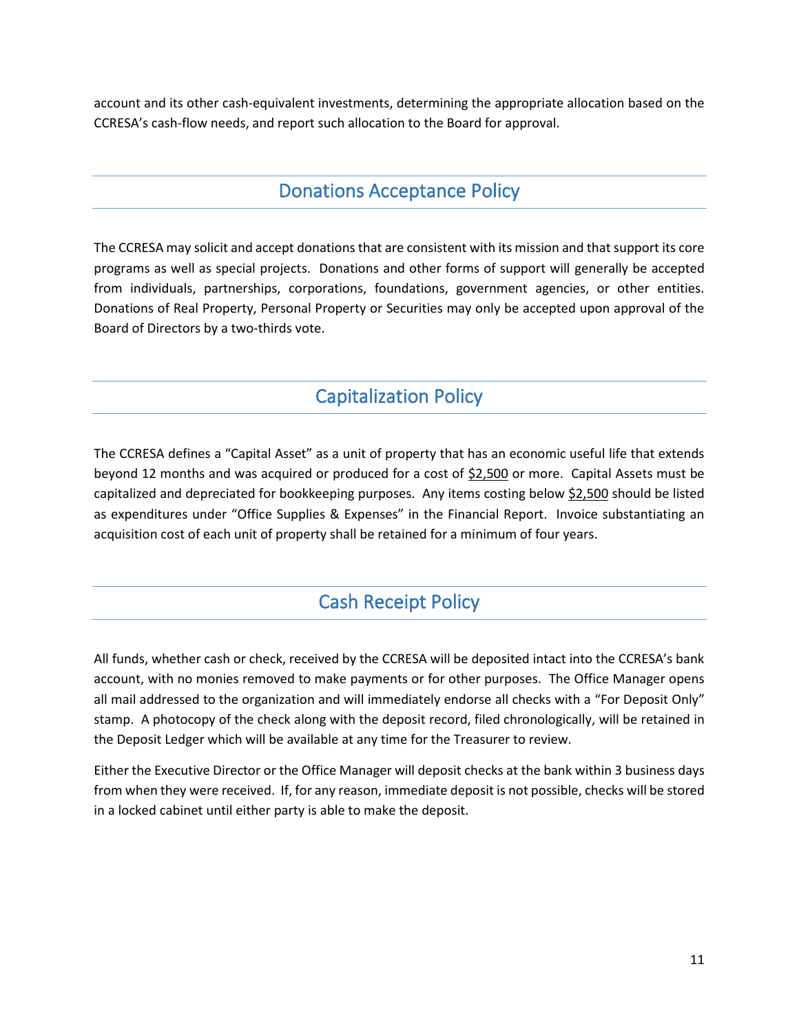account and its other cash-equivalent investments, determining the appropriate allocation based on the CCRESA's cash-flow needs, and report such allocation to the Board for approval.

## Donations Acceptance Policy

The CCRESA may solicit and accept donations that are consistent with its mission and that support its core programs as well as special projects. Donations and other forms of support will generally be accepted from individuals, partnerships, corporations, foundations, government agencies, or other entities. Donations of Real Property, Personal Property or Securities may only be accepted upon approval of the Board of Directors by a two-thirds vote.

## Capitalization Policy

The CCRESA defines a "Capital Asset" as a unit of property that has an economic useful life that extends beyond 12 months and was acquired or produced for a cost of $2,500 or more. Capital Assets must be capitalized and depreciated for bookkeeping purposes. Any items costing below $2,500 should be listed as expenditures under "Office Supplies & Expenses" in the Financial Report. Invoice substantiating an acquisition cost of each unit of property shall be retained for a minimum of four years.

## Cash Receipt Policy

All funds, whether cash or check, received by the CCRESA will be deposited intact into the CCRESA's bank account, with no monies removed to make payments or for other purposes. The Office Manager opens all mail addressed to the organization and will immediately endorse all checks with a "For Deposit Only" stamp. A photocopy of the check along with the deposit record, filed chronologically, will be retained in the Deposit Ledger which will be available at any time for the Treasurer to review.

Either the Executive Director or the Office Manager will deposit checks at the bank within 3 business days from when they were received. If, for any reason, immediate deposit is not possible, checks will be stored in a locked cabinet until either party is able to make the deposit.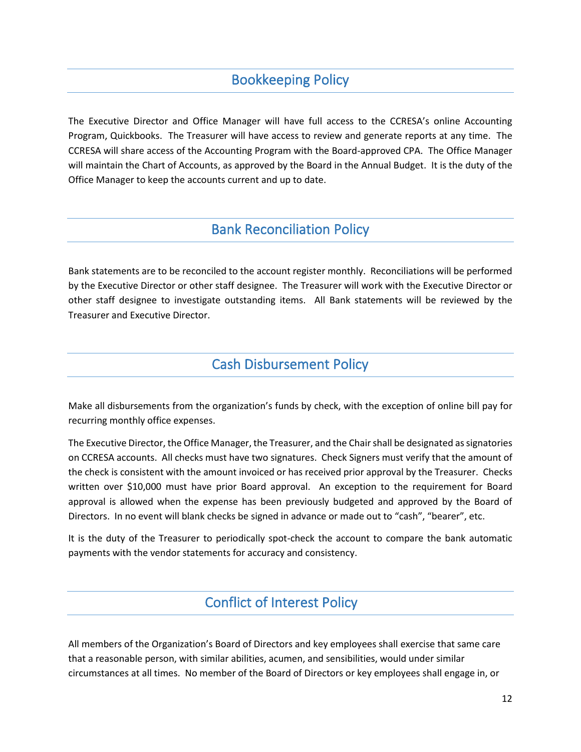## Bookkeeping Policy

The Executive Director and Office Manager will have full access to the CCRESA's online Accounting Program, Quickbooks. The Treasurer will have access to review and generate reports at any time. The CCRESA will share access of the Accounting Program with the Board-approved CPA. The Office Manager will maintain the Chart of Accounts, as approved by the Board in the Annual Budget. It is the duty of the Office Manager to keep the accounts current and up to date.

## Bank Reconciliation Policy

Bank statements are to be reconciled to the account register monthly. Reconciliations will be performed by the Executive Director or other staff designee. The Treasurer will work with the Executive Director or other staff designee to investigate outstanding items. All Bank statements will be reviewed by the Treasurer and Executive Director.

## Cash Disbursement Policy

Make all disbursements from the organization's funds by check, with the exception of online bill pay for recurring monthly office expenses.

The Executive Director, the Office Manager, the Treasurer, and the Chair shall be designated as signatories on CCRESA accounts. All checks must have two signatures. Check Signers must verify that the amount of the check is consistent with the amount invoiced or has received prior approval by the Treasurer. Checks written over $10,000 must have prior Board approval. An exception to the requirement for Board approval is allowed when the expense has been previously budgeted and approved by the Board of Directors. In no event will blank checks be signed in advance or made out to "cash", "bearer", etc.

It is the duty of the Treasurer to periodically spot-check the account to compare the bank automatic payments with the vendor statements for accuracy and consistency.

## Conflict of Interest Policy

All members of the Organization's Board of Directors and key employees shall exercise that same care that a reasonable person, with similar abilities, acumen, and sensibilities, would under similar circumstances at all times. No member of the Board of Directors or key employees shall engage in, or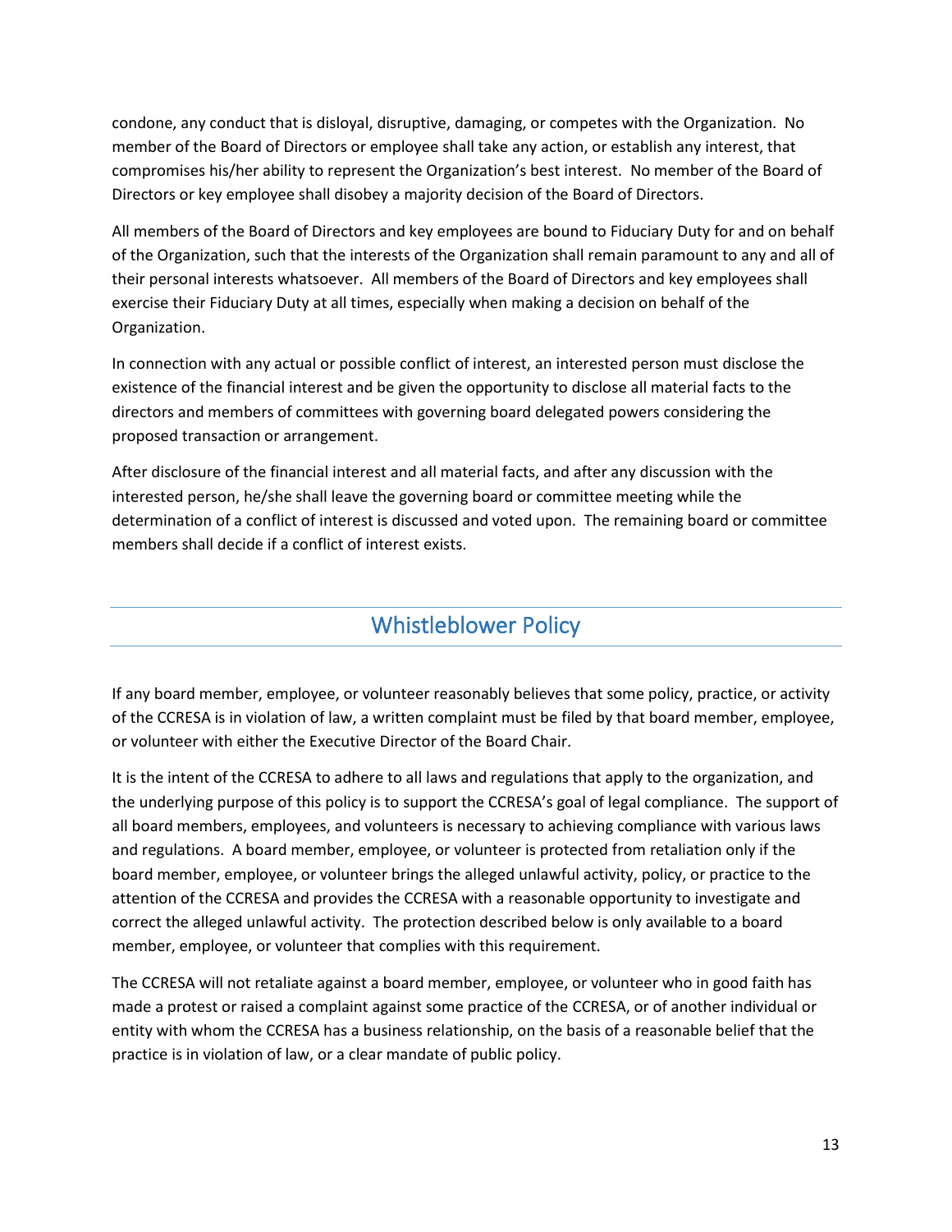condone, any conduct that is disloyal, disruptive, damaging, or competes with the Organization. No member of the Board of Directors or employee shall take any action, or establish any interest, that compromises his/her ability to represent the Organization's best interest. No member of the Board of Directors or key employee shall disobey a majority decision of the Board of Directors.

All members of the Board of Directors and key employees are bound to Fiduciary Duty for and on behalf of the Organization, such that the interests of the Organization shall remain paramount to any and all of their personal interests whatsoever. All members of the Board of Directors and key employees shall exercise their Fiduciary Duty at all times, especially when making a decision on behalf of the Organization.

In connection with any actual or possible conflict of interest, an interested person must disclose the existence of the financial interest and be given the opportunity to disclose all material facts to the directors and members of committees with governing board delegated powers considering the proposed transaction or arrangement.

After disclosure of the financial interest and all material facts, and after any discussion with the interested person, he/she shall leave the governing board or committee meeting while the determination of a conflict of interest is discussed and voted upon. The remaining board or committee members shall decide if a conflict of interest exists.

## Whistleblower Policy

If any board member, employee, or volunteer reasonably believes that some policy, practice, or activity of the CCRESA is in violation of law, a written complaint must be filed by that board member, employee, or volunteer with either the Executive Director of the Board Chair.

It is the intent of the CCRESA to adhere to all laws and regulations that apply to the organization, and the underlying purpose of this policy is to support the CCRESA's goal of legal compliance. The support of all board members, employees, and volunteers is necessary to achieving compliance with various laws and regulations. A board member, employee, or volunteer is protected from retaliation only if the board member, employee, or volunteer brings the alleged unlawful activity, policy, or practice to the attention of the CCRESA and provides the CCRESA with a reasonable opportunity to investigate and correct the alleged unlawful activity. The protection described below is only available to a board member, employee, or volunteer that complies with this requirement.

The CCRESA will not retaliate against a board member, employee, or volunteer who in good faith has made a protest or raised a complaint against some practice of the CCRESA, or of another individual or entity with whom the CCRESA has a business relationship, on the basis of a reasonable belief that the practice is in violation of law, or a clear mandate of public policy.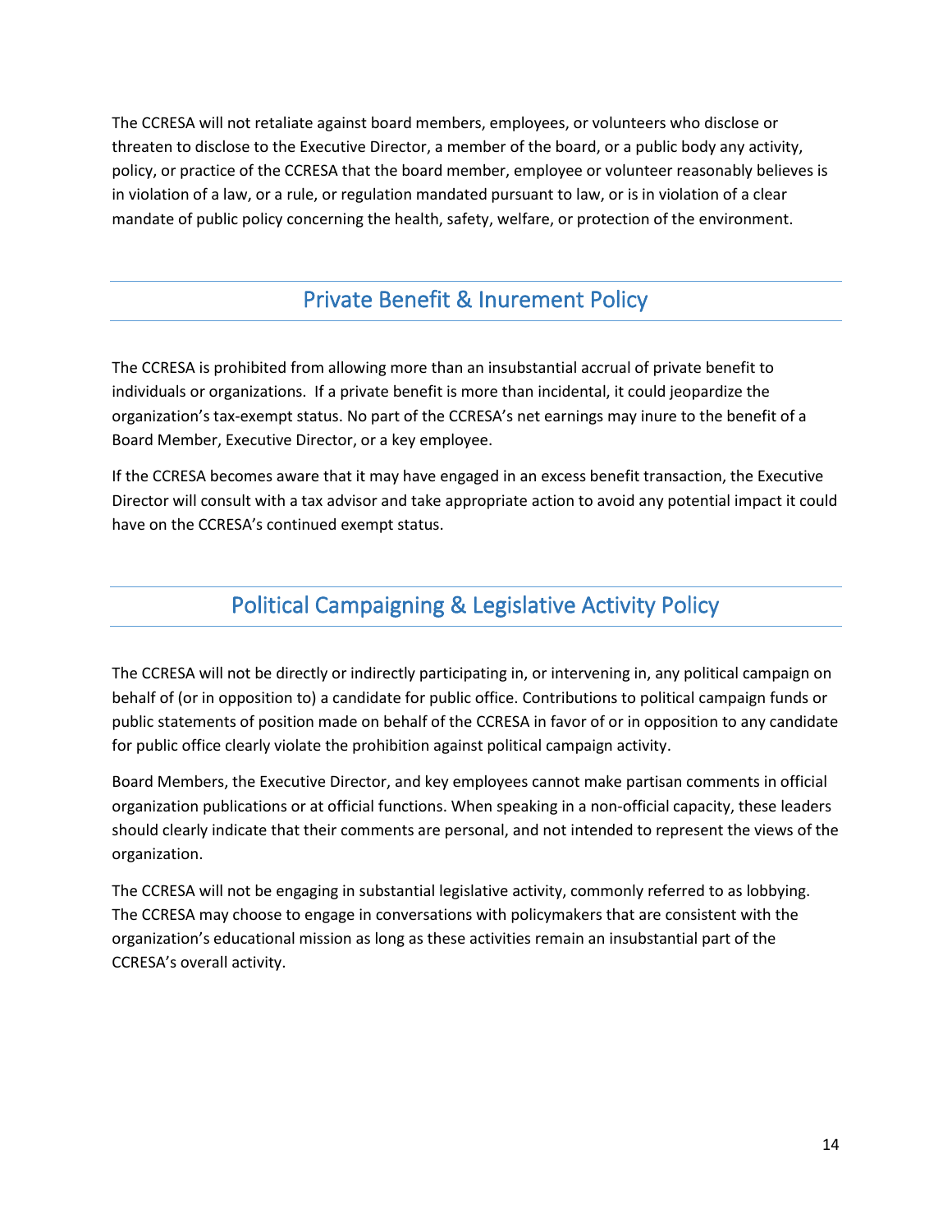The CCRESA will not retaliate against board members, employees, or volunteers who disclose or threaten to disclose to the Executive Director, a member of the board, or a public body any activity, policy, or practice of the CCRESA that the board member, employee or volunteer reasonably believes is in violation of a law, or a rule, or regulation mandated pursuant to law, or is in violation of a clear mandate of public policy concerning the health, safety, welfare, or protection of the environment.

## Private Benefit & Inurement Policy

The CCRESA is prohibited from allowing more than an insubstantial accrual of private benefit to individuals or organizations. If a private benefit is more than incidental, it could jeopardize the organization's tax-exempt status. No part of the CCRESA's net earnings may inure to the benefit of a Board Member, Executive Director, or a key employee.

If the CCRESA becomes aware that it may have engaged in an excess benefit transaction, the Executive Director will consult with a tax advisor and take appropriate action to avoid any potential impact it could have on the CCRESA's continued exempt status.

## Political Campaigning & Legislative Activity Policy

The CCRESA will not be directly or indirectly participating in, or intervening in, any political campaign on behalf of (or in opposition to) a candidate for public office. Contributions to political campaign funds or public statements of position made on behalf of the CCRESA in favor of or in opposition to any candidate for public office clearly violate the prohibition against political campaign activity.

Board Members, the Executive Director, and key employees cannot make partisan comments in official organization publications or at official functions. When speaking in a non-official capacity, these leaders should clearly indicate that their comments are personal, and not intended to represent the views of the organization.

The CCRESA will not be engaging in substantial legislative activity, commonly referred to as lobbying. The CCRESA may choose to engage in conversations with policymakers that are consistent with the organization's educational mission as long as these activities remain an insubstantial part of the CCRESA's overall activity.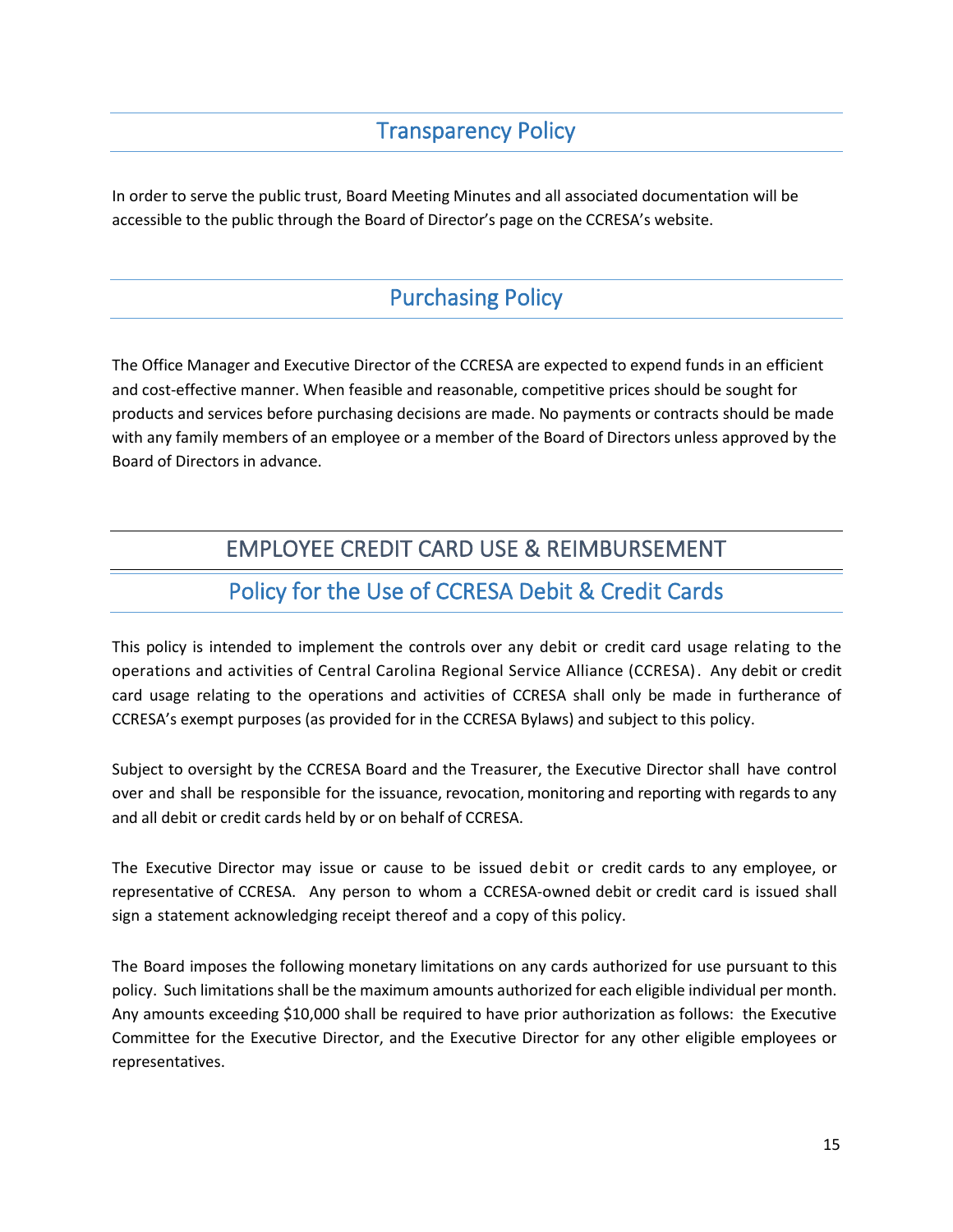## Transparency Policy

In order to serve the public trust, Board Meeting Minutes and all associated documentation will be accessible to the public through the Board of Director's page on the CCRESA's website.

## Purchasing Policy

The Office Manager and Executive Director of the CCRESA are expected to expend funds in an efficient and cost-effective manner. When feasible and reasonable, competitive prices should be sought for products and services before purchasing decisions are made. No payments or contracts should be made with any family members of an employee or a member of the Board of Directors unless approved by the Board of Directors in advance.

# EMPLOYEE CREDIT CARD USE & REIMBURSEMENT

## Policy for the Use of CCRESA Debit & Credit Cards

This policy is intended to implement the controls over any debit or credit card usage relating to the operations and activities of Central Carolina Regional Service Alliance (CCRESA). Any debit or credit card usage relating to the operations and activities of CCRESA shall only be made in furtherance of CCRESA's exempt purposes (as provided for in the CCRESA Bylaws) and subject to this policy.

Subject to oversight by the CCRESA Board and the Treasurer, the Executive Director shall have control over and shall be responsible for the issuance, revocation, monitoring and reporting with regards to any and all debit or credit cards held by or on behalf of CCRESA.

The Executive Director may issue or cause to be issued debit or credit cards to any employee, or representative of CCRESA. Any person to whom a CCRESA-owned debit or credit card is issued shall sign a statement acknowledging receipt thereof and a copy of this policy.

The Board imposes the following monetary limitations on any cards authorized for use pursuant to this policy. Such limitations shall be the maximum amounts authorized for each eligible individual per month. Any amounts exceeding $10,000 shall be required to have prior authorization as follows: the Executive Committee for the Executive Director, and the Executive Director for any other eligible employees or representatives.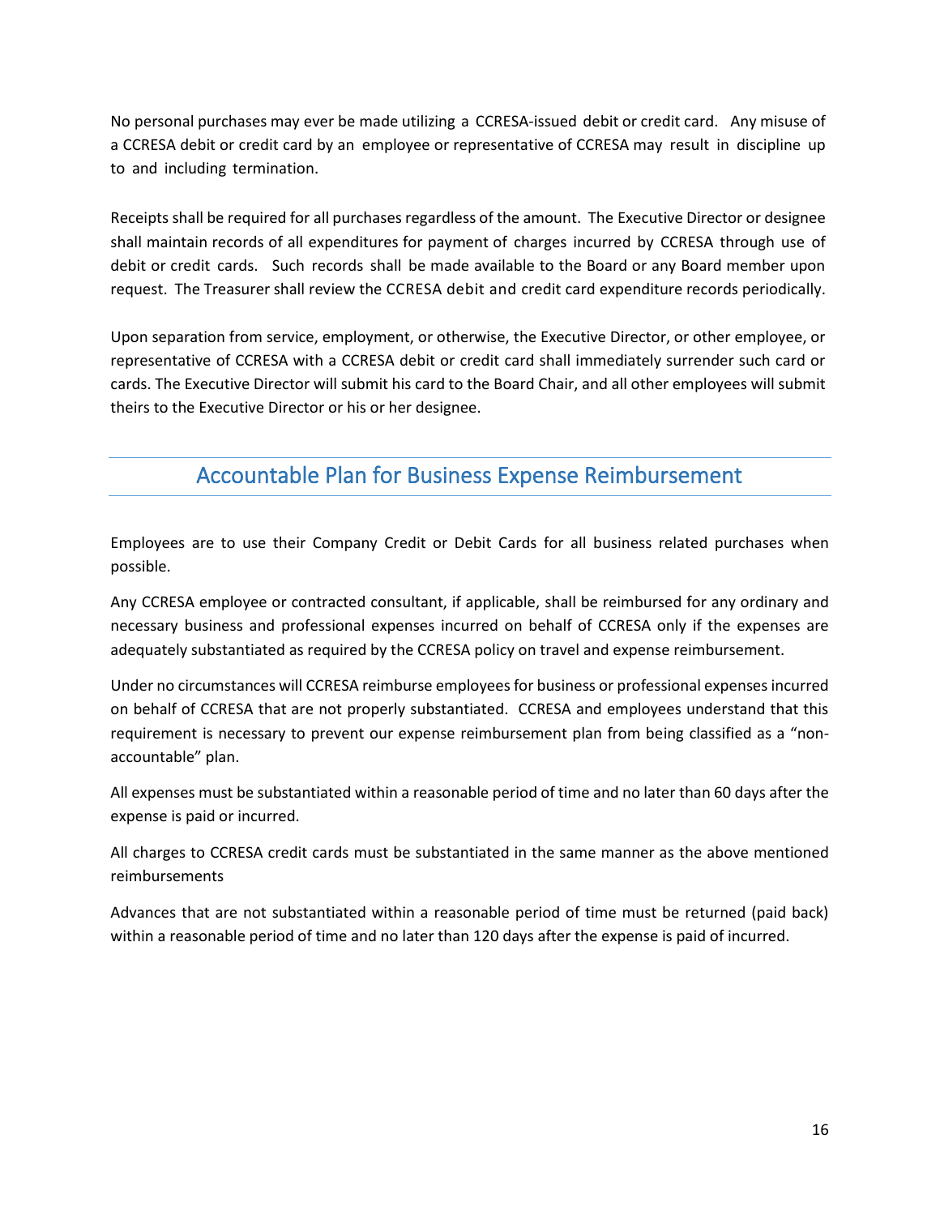No personal purchases may ever be made utilizing a CCRESA-issued debit or credit card. Any misuse of a CCRESA debit or credit card by an employee or representative of CCRESA may result in discipline up to and including termination.

Receipts shall be required for all purchases regardless of the amount. The Executive Director or designee shall maintain records of all expenditures for payment of charges incurred by CCRESA through use of debit or credit cards. Such records shall be made available to the Board or any Board member upon request. The Treasurer shall review the CCRESA debit and credit card expenditure records periodically.

Upon separation from service, employment, or otherwise, the Executive Director, or other employee, or representative of CCRESA with a CCRESA debit or credit card shall immediately surrender such card or cards. The Executive Director will submit his card to the Board Chair, and all other employees will submit theirs to the Executive Director or his or her designee.

## Accountable Plan for Business Expense Reimbursement

Employees are to use their Company Credit or Debit Cards for all business related purchases when possible.

Any CCRESA employee or contracted consultant, if applicable, shall be reimbursed for any ordinary and necessary business and professional expenses incurred on behalf of CCRESA only if the expenses are adequately substantiated as required by the CCRESA policy on travel and expense reimbursement.

Under no circumstances will CCRESA reimburse employees for business or professional expenses incurred on behalf of CCRESA that are not properly substantiated. CCRESA and employees understand that this requirement is necessary to prevent our expense reimbursement plan from being classified as a "non-accountable" plan.

All expenses must be substantiated within a reasonable period of time and no later than 60 days after the expense is paid or incurred.

All charges to CCRESA credit cards must be substantiated in the same manner as the above mentioned reimbursements

Advances that are not substantiated within a reasonable period of time must be returned (paid back) within a reasonable period of time and no later than 120 days after the expense is paid of incurred.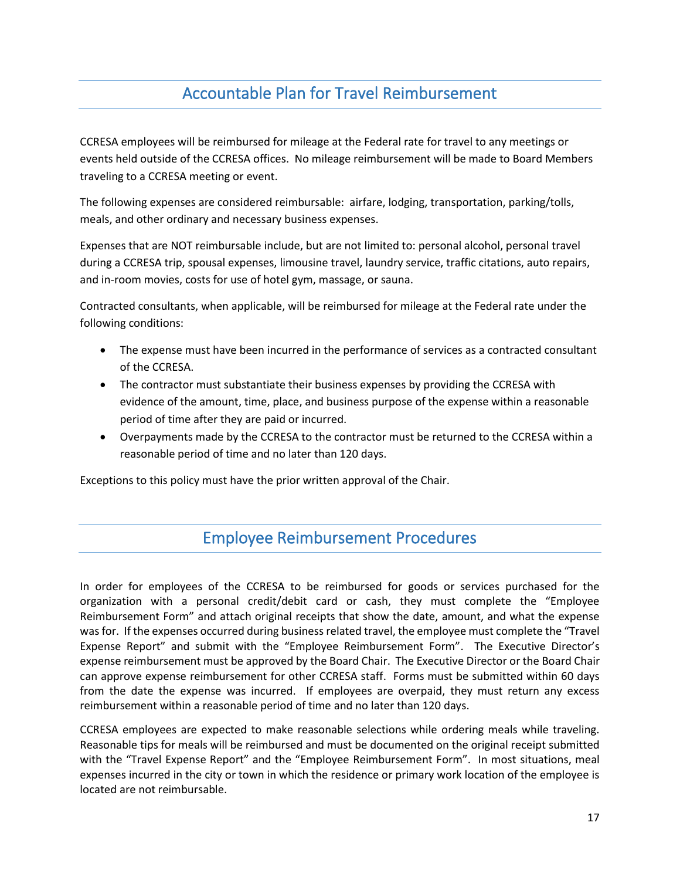## Accountable Plan for Travel Reimbursement

CCRESA employees will be reimbursed for mileage at the Federal rate for travel to any meetings or events held outside of the CCRESA offices. No mileage reimbursement will be made to Board Members traveling to a CCRESA meeting or event.

The following expenses are considered reimbursable: airfare, lodging, transportation, parking/tolls, meals, and other ordinary and necessary business expenses.

Expenses that are NOT reimbursable include, but are not limited to: personal alcohol, personal travel during a CCRESA trip, spousal expenses, limousine travel, laundry service, traffic citations, auto repairs, and in-room movies, costs for use of hotel gym, massage, or sauna.

Contracted consultants, when applicable, will be reimbursed for mileage at the Federal rate under the following conditions:

- The expense must have been incurred in the performance of services as a contracted consultant of the CCRESA.
- The contractor must substantiate their business expenses by providing the CCRESA with evidence of the amount, time, place, and business purpose of the expense within a reasonable period of time after they are paid or incurred.
- Overpayments made by the CCRESA to the contractor must be returned to the CCRESA within a reasonable period of time and no later than 120 days.

Exceptions to this policy must have the prior written approval of the Chair.

## Employee Reimbursement Procedures

In order for employees of the CCRESA to be reimbursed for goods or services purchased for the organization with a personal credit/debit card or cash, they must complete the "Employee Reimbursement Form" and attach original receipts that show the date, amount, and what the expense was for. If the expenses occurred during business related travel, the employee must complete the "Travel Expense Report" and submit with the "Employee Reimbursement Form". The Executive Director's expense reimbursement must be approved by the Board Chair. The Executive Director or the Board Chair can approve expense reimbursement for other CCRESA staff. Forms must be submitted within 60 days from the date the expense was incurred. If employees are overpaid, they must return any excess reimbursement within a reasonable period of time and no later than 120 days.

CCRESA employees are expected to make reasonable selections while ordering meals while traveling. Reasonable tips for meals will be reimbursed and must be documented on the original receipt submitted with the "Travel Expense Report" and the "Employee Reimbursement Form". In most situations, meal expenses incurred in the city or town in which the residence or primary work location of the employee is located are not reimbursable.